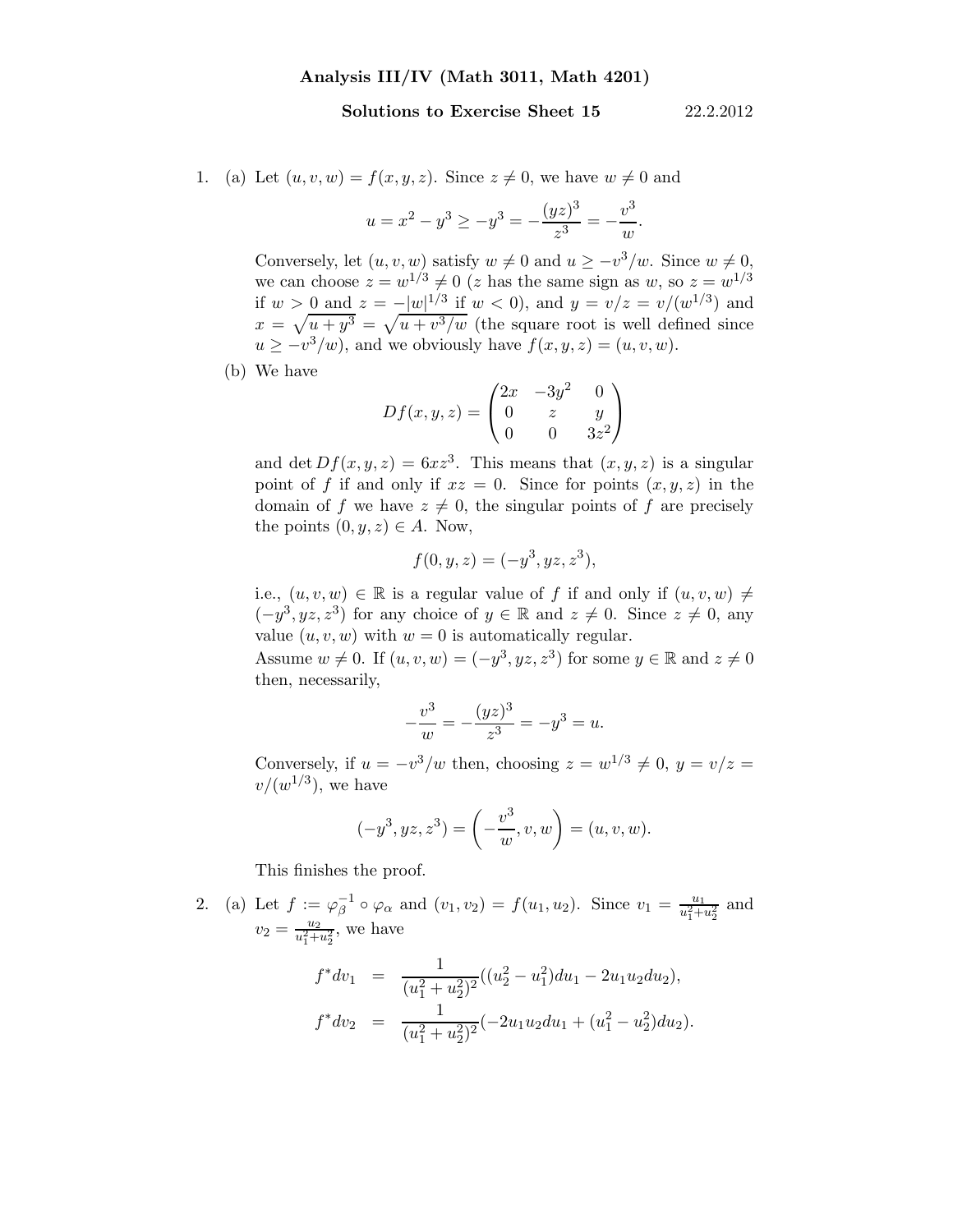**Analysis III/IV (Math 3011, Math 4201)**

**Solutions to Exercise Sheet 15** 22.2.2012

1. (a) Let $(u, v, w) = f(x, y, z)$. Since $z \neq 0$, we have $w \neq 0$ and

$$u = x^2 - y^3 \geq -y^3 = -\frac{(yz)^3}{z^3} = -\frac{v^3}{w}.$$

Conversely, let $(u, v, w)$ satisfy $w \neq 0$ and $u \geq -v^3/w$. Since $w \neq 0$, we can choose $z = w^{1/3} \neq 0$ ($z$ has the same sign as $w$, so $z = w^{1/3}$ if $w > 0$ and $z = -|w|^{1/3}$ if $w < 0$), and $y = v/z = v/(w^{1/3})$ and $x = \sqrt{u + y^3} = \sqrt{u + v^3/w}$ (the square root is well defined since $u \geq -v^3/w$), and we obviously have $f(x, y, z) = (u, v, w)$.

(b) We have

$$Df(x, y, z) = \begin{pmatrix} 2x & -3y^2 & 0 \\ 0 & z & y \\ 0 & 0 & 3z^2 \end{pmatrix}$$

and $\det Df(x, y, z) = 6xz^3$. This means that $(x, y, z)$ is a singular point of $f$ if and only if $xz = 0$. Since for points $(x, y, z)$ in the domain of $f$ we have $z \neq 0$, the singular points of $f$ are precisely the points $(0, y, z) \in A$. Now,

$$f(0, y, z) = (-y^3, yz, z^3),$$

i.e., $(u, v, w) \in \mathbb{R}$ is a regular value of $f$ if and only if $(u, v, w) \neq (-y^3, yz, z^3)$ for any choice of $y \in \mathbb{R}$ and $z \neq 0$. Since $z \neq 0$, any value $(u, v, w)$ with $w = 0$ is automatically regular.

Assume $w \neq 0$. If $(u, v, w) = (-y^3, yz, z^3)$ for some $y \in \mathbb{R}$ and $z \neq 0$ then, necessarily,

$$-\frac{v^3}{w} = -\frac{(yz)^3}{z^3} = -y^3 = u.$$

Conversely, if $u = -v^3/w$ then, choosing $z = w^{1/3} \neq 0$, $y = v/z = v/(w^{1/3})$, we have

$$(-y^3, yz, z^3) = \left(-\frac{v^3}{w}, v, w\right) = (u, v, w).$$

This finishes the proof.

2. (a) Let $f := \varphi_\beta^{-1} \circ \varphi_\alpha$ and $(v_1, v_2) = f(u_1, u_2)$. Since $v_1 = \frac{u_1}{u_1^2 + u_2^2}$ and $v_2 = \frac{u_2}{u_1^2 + u_2^2}$, we have

$$\begin{aligned} f^* dv_1 &= \frac{1}{(u_1^2 + u_2^2)^2}((u_2^2 - u_1^2)du_1 - 2u_1 u_2 du_2), \\ f^* dv_2 &= \frac{1}{(u_1^2 + u_2^2)^2}(-2u_1 u_2 du_1 + (u_1^2 - u_2^2)du_2). \end{aligned}$$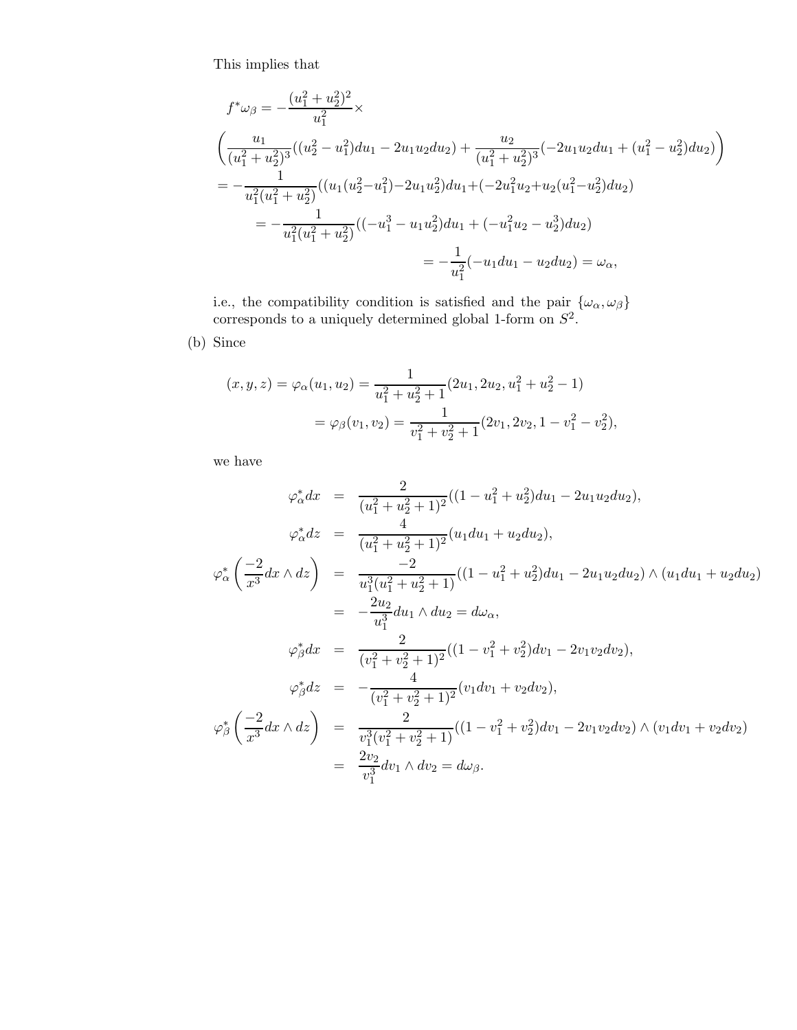This implies that

$$
\begin{aligned}
&f^*\omega_\beta = -\frac{(u_1^2+u_2^2)^2}{u_1^2}\times \\
&\left(\frac{u_1}{(u_1^2+u_2^2)^3}((u_2^2-u_1^2)du_1 - 2u_1u_2du_2) + \frac{u_2}{(u_1^2+u_2^2)^3}(-2u_1u_2du_1 + (u_1^2-u_2^2)du_2)\right) \\
&= -\frac{1}{u_1^2(u_1^2+u_2^2)}((u_1(u_2^2-u_1^2)-2u_1u_2^2)du_1 + (-2u_1^2u_2 + u_2(u_1^2-u_2^2)du_2) \\
&\qquad = -\frac{1}{u_1^2(u_1^2+u_2^2)}((-u_1^3-u_1u_2^2)du_1 + (-u_1^2u_2-u_2^3)du_2) \\
&\qquad\qquad\qquad\qquad = -\frac{1}{u_1^2}(-u_1du_1 - u_2du_2) = \omega_\alpha,
\end{aligned}
$$

i.e., the compatibility condition is satisfied and the pair $\{\omega_\alpha, \omega_\beta\}$ corresponds to a uniquely determined global 1-form on $S^2$.

(b) Since

$$
\begin{aligned}
(x,y,z) = \varphi_\alpha(u_1,u_2) &= \frac{1}{u_1^2+u_2^2+1}(2u_1, 2u_2, u_1^2+u_2^2-1) \\
&= \varphi_\beta(v_1,v_2) = \frac{1}{v_1^2+v_2^2+1}(2v_1, 2v_2, 1-v_1^2-v_2^2),
\end{aligned}
$$

we have

$$
\begin{aligned}
\varphi_\alpha^* dx &= \frac{2}{(u_1^2+u_2^2+1)^2}((1-u_1^2+u_2^2)du_1 - 2u_1u_2du_2), \\
\varphi_\alpha^* dz &= \frac{4}{(u_1^2+u_2^2+1)^2}(u_1du_1 + u_2du_2), \\
\varphi_\alpha^*\left(\frac{-2}{x^3}dx\wedge dz\right) &= \frac{-2}{u_1^3(u_1^2+u_2^2+1)}((1-u_1^2+u_2^2)du_1 - 2u_1u_2du_2)\wedge(u_1du_1+u_2du_2) \\
&= -\frac{2u_2}{u_1^3}du_1\wedge du_2 = d\omega_\alpha, \\
\varphi_\beta^* dx &= \frac{2}{(v_1^2+v_2^2+1)^2}((1-v_1^2+v_2^2)dv_1 - 2v_1v_2dv_2), \\
\varphi_\beta^* dz &= -\frac{4}{(v_1^2+v_2^2+1)^2}(v_1dv_1 + v_2dv_2), \\
\varphi_\beta^*\left(\frac{-2}{x^3}dx\wedge dz\right) &= \frac{2}{v_1^3(v_1^2+v_2^2+1)}((1-v_1^2+v_2^2)dv_1 - 2v_1v_2dv_2)\wedge(v_1dv_1+v_2dv_2) \\
&= \frac{2v_2}{v_1^3}dv_1\wedge dv_2 = d\omega_\beta.
\end{aligned}
$$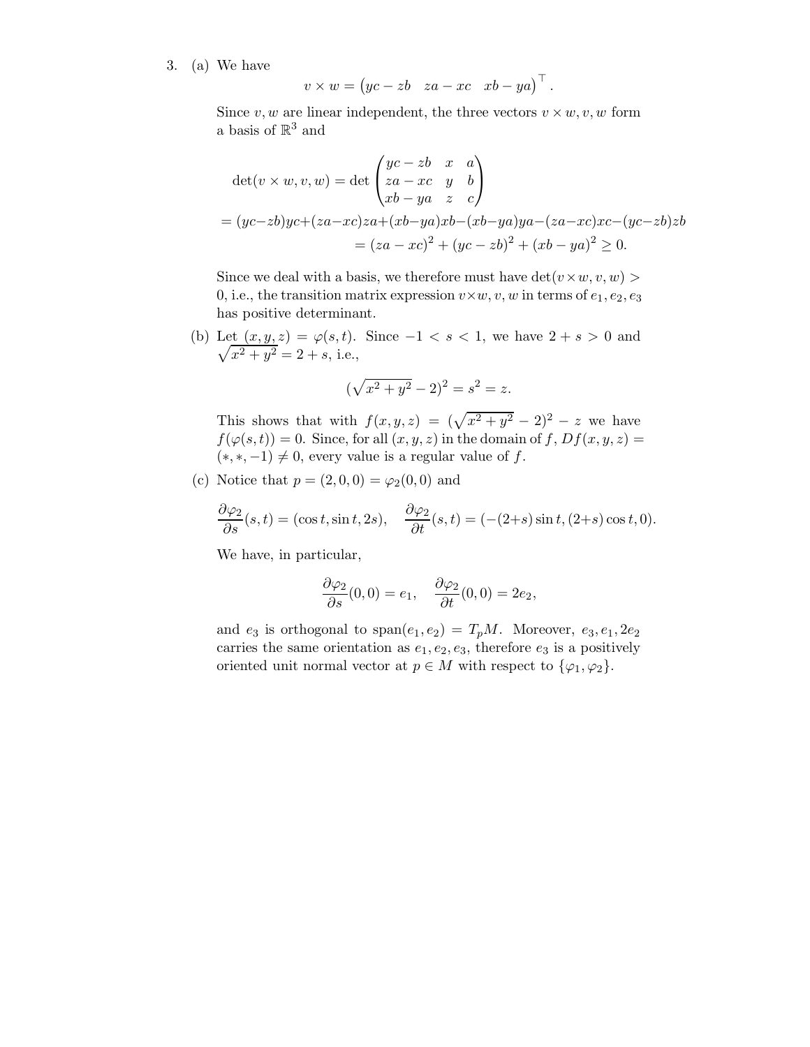3. (a) We have

$$v \times w = \begin{pmatrix} yc - zb & za - xc & xb - ya \end{pmatrix}^\top.$$

Since $v, w$ are linear independent, the three vectors $v \times w, v, w$ form a basis of $\mathbb{R}^3$ and

$$\det(v \times w, v, w) = \det \begin{pmatrix} yc - zb & x & a \\ za - xc & y & b \\ xb - ya & z & c \end{pmatrix}$$

$$= (yc-zb)yc + (za-xc)za + (xb-ya)xb - (xb-ya)ya - (za-xc)xc - (yc-zb)zb$$

$$= (za - xc)^2 + (yc - zb)^2 + (xb - ya)^2 \geq 0.$$

Since we deal with a basis, we therefore must have $\det(v \times w, v, w) > 0$, i.e., the transition matrix expression $v \times w, v, w$ in terms of $e_1, e_2, e_3$ has positive determinant.

(b) Let $(x, y, z) = \varphi(s, t)$. Since $-1 < s < 1$, we have $2 + s > 0$ and $\sqrt{x^2 + y^2} = 2 + s$, i.e.,

$$(\sqrt{x^2 + y^2} - 2)^2 = s^2 = z.$$

This shows that with $f(x, y, z) = (\sqrt{x^2 + y^2} - 2)^2 - z$ we have $f(\varphi(s, t)) = 0$. Since, for all $(x, y, z)$ in the domain of $f$, $Df(x, y, z) = (*, *, -1) \neq 0$, every value is a regular value of $f$.

(c) Notice that $p = (2, 0, 0) = \varphi_2(0, 0)$ and

$$\frac{\partial \varphi_2}{\partial s}(s, t) = (\cos t, \sin t, 2s), \quad \frac{\partial \varphi_2}{\partial t}(s, t) = (-(2+s)\sin t, (2+s)\cos t, 0).$$

We have, in particular,

$$\frac{\partial \varphi_2}{\partial s}(0, 0) = e_1, \quad \frac{\partial \varphi_2}{\partial t}(0, 0) = 2e_2,$$

and $e_3$ is orthogonal to $\operatorname{span}(e_1, e_2) = T_p M$. Moreover, $e_3, e_1, 2e_2$ carries the same orientation as $e_1, e_2, e_3$, therefore $e_3$ is a positively oriented unit normal vector at $p \in M$ with respect to $\{\varphi_1, \varphi_2\}$.